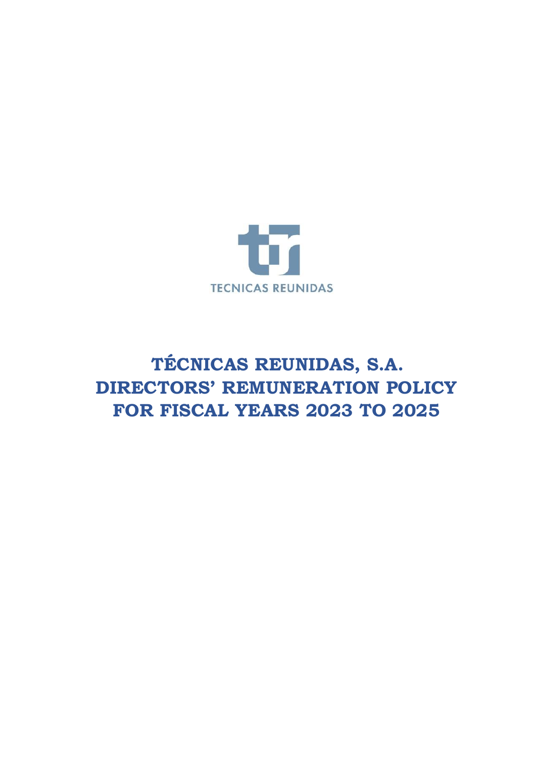TECNICAS REUNIDAS

# TÉCNICAS REUNIDAS, S.A.
# DIRECTORS' REMUNERATION POLICY
# FOR FISCAL YEARS 2023 TO 2025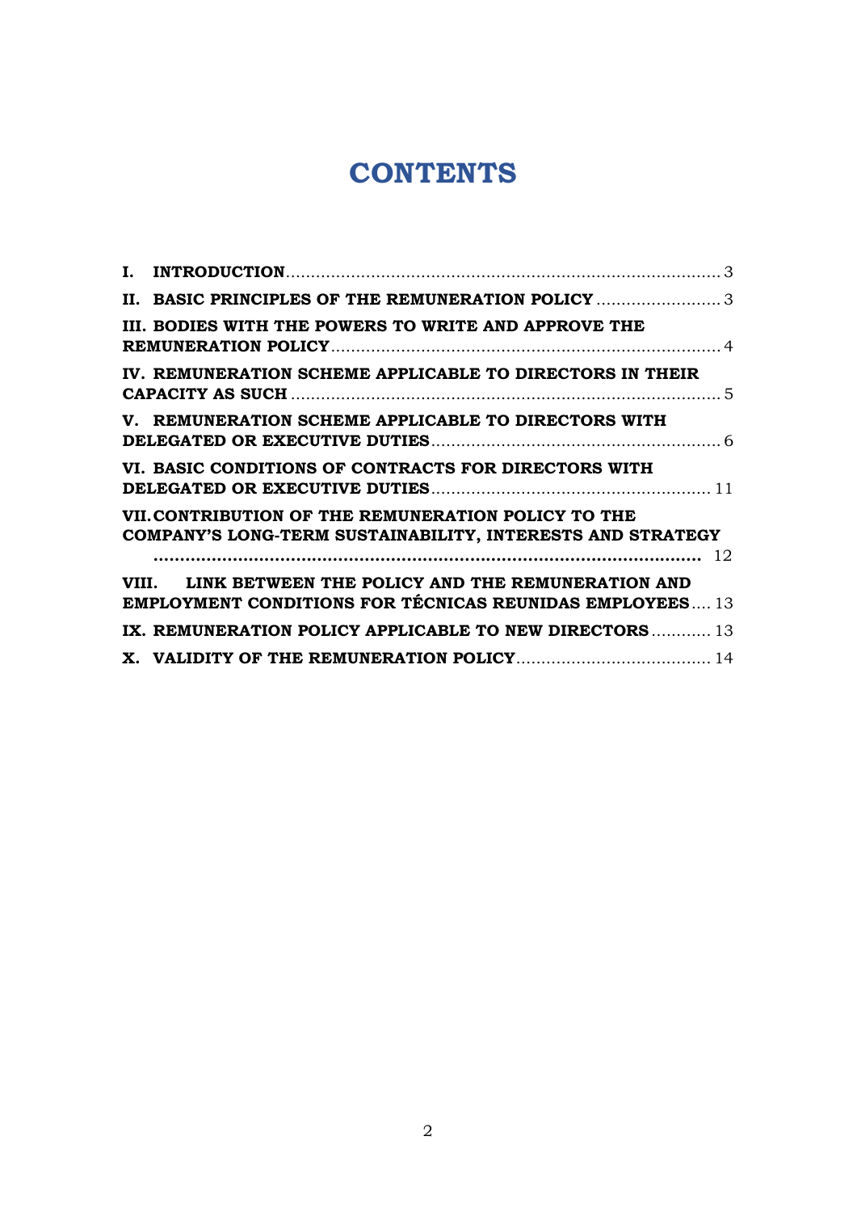# CONTENTS

**I. INTRODUCTION** ........ 3

**II. BASIC PRINCIPLES OF THE REMUNERATION POLICY** ........ 3

**III. BODIES WITH THE POWERS TO WRITE AND APPROVE THE REMUNERATION POLICY** ........ 4

**IV. REMUNERATION SCHEME APPLICABLE TO DIRECTORS IN THEIR CAPACITY AS SUCH** ........ 5

**V. REMUNERATION SCHEME APPLICABLE TO DIRECTORS WITH DELEGATED OR EXECUTIVE DUTIES** ........ 6

**VI. BASIC CONDITIONS OF CONTRACTS FOR DIRECTORS WITH DELEGATED OR EXECUTIVE DUTIES** ........ 11

**VII. CONTRIBUTION OF THE REMUNERATION POLICY TO THE COMPANY'S LONG-TERM SUSTAINABILITY, INTERESTS AND STRATEGY** ........ 12

**VIII. LINK BETWEEN THE POLICY AND THE REMUNERATION AND EMPLOYMENT CONDITIONS FOR TÉCNICAS REUNIDAS EMPLOYEES** ........ 13

**IX. REMUNERATION POLICY APPLICABLE TO NEW DIRECTORS** ........ 13

**X. VALIDITY OF THE REMUNERATION POLICY** ........ 14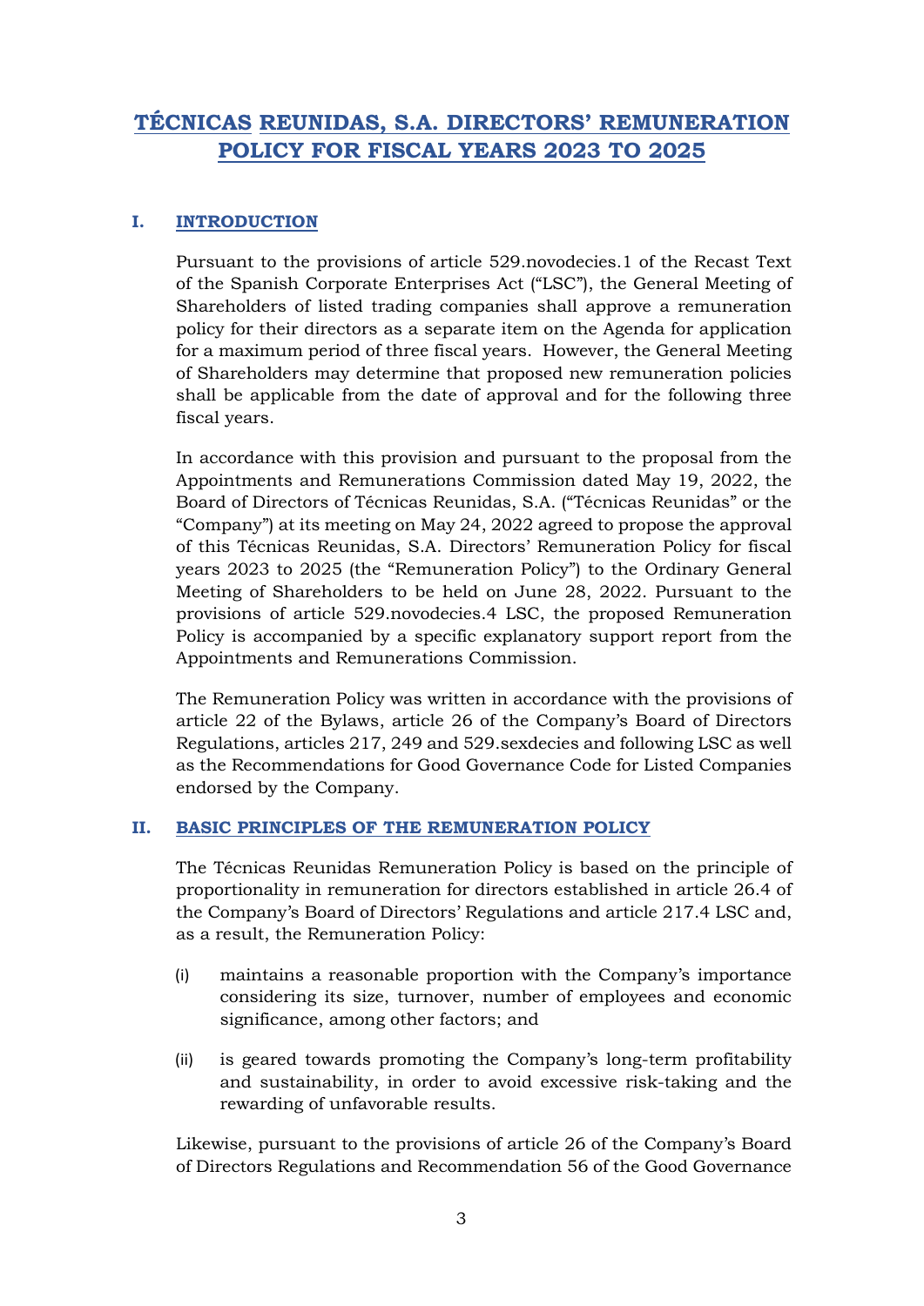# TÉCNICAS REUNIDAS, S.A. DIRECTORS' REMUNERATION POLICY FOR FISCAL YEARS 2023 TO 2025

## I. INTRODUCTION

Pursuant to the provisions of article 529.novodecies.1 of the Recast Text of the Spanish Corporate Enterprises Act ("LSC"), the General Meeting of Shareholders of listed trading companies shall approve a remuneration policy for their directors as a separate item on the Agenda for application for a maximum period of three fiscal years. However, the General Meeting of Shareholders may determine that proposed new remuneration policies shall be applicable from the date of approval and for the following three fiscal years.

In accordance with this provision and pursuant to the proposal from the Appointments and Remunerations Commission dated May 19, 2022, the Board of Directors of Técnicas Reunidas, S.A. ("Técnicas Reunidas" or the "Company") at its meeting on May 24, 2022 agreed to propose the approval of this Técnicas Reunidas, S.A. Directors' Remuneration Policy for fiscal years 2023 to 2025 (the "Remuneration Policy") to the Ordinary General Meeting of Shareholders to be held on June 28, 2022. Pursuant to the provisions of article 529.novodecies.4 LSC, the proposed Remuneration Policy is accompanied by a specific explanatory support report from the Appointments and Remunerations Commission.

The Remuneration Policy was written in accordance with the provisions of article 22 of the Bylaws, article 26 of the Company's Board of Directors Regulations, articles 217, 249 and 529.sexdecies and following LSC as well as the Recommendations for Good Governance Code for Listed Companies endorsed by the Company.

## II. BASIC PRINCIPLES OF THE REMUNERATION POLICY

The Técnicas Reunidas Remuneration Policy is based on the principle of proportionality in remuneration for directors established in article 26.4 of the Company's Board of Directors' Regulations and article 217.4 LSC and, as a result, the Remuneration Policy:

(i) maintains a reasonable proportion with the Company's importance considering its size, turnover, number of employees and economic significance, among other factors; and

(ii) is geared towards promoting the Company's long-term profitability and sustainability, in order to avoid excessive risk-taking and the rewarding of unfavorable results.

Likewise, pursuant to the provisions of article 26 of the Company's Board of Directors Regulations and Recommendation 56 of the Good Governance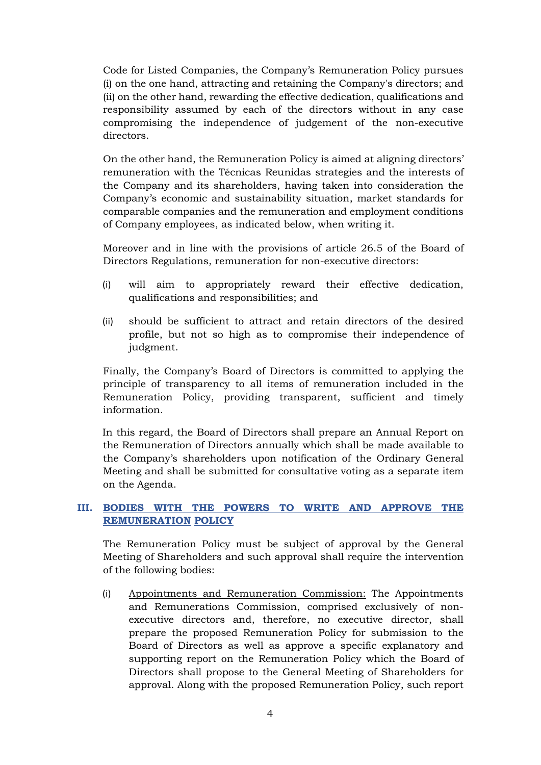Code for Listed Companies, the Company's Remuneration Policy pursues (i) on the one hand, attracting and retaining the Company's directors; and (ii) on the other hand, rewarding the effective dedication, qualifications and responsibility assumed by each of the directors without in any case compromising the independence of judgement of the non-executive directors.

On the other hand, the Remuneration Policy is aimed at aligning directors' remuneration with the Técnicas Reunidas strategies and the interests of the Company and its shareholders, having taken into consideration the Company's economic and sustainability situation, market standards for comparable companies and the remuneration and employment conditions of Company employees, as indicated below, when writing it.

Moreover and in line with the provisions of article 26.5 of the Board of Directors Regulations, remuneration for non-executive directors:

(i) will aim to appropriately reward their effective dedication, qualifications and responsibilities; and

(ii) should be sufficient to attract and retain directors of the desired profile, but not so high as to compromise their independence of judgment.

Finally, the Company's Board of Directors is committed to applying the principle of transparency to all items of remuneration included in the Remuneration Policy, providing transparent, sufficient and timely information.

In this regard, the Board of Directors shall prepare an Annual Report on the Remuneration of Directors annually which shall be made available to the Company's shareholders upon notification of the Ordinary General Meeting and shall be submitted for consultative voting as a separate item on the Agenda.

## III. BODIES WITH THE POWERS TO WRITE AND APPROVE THE REMUNERATION POLICY

The Remuneration Policy must be subject of approval by the General Meeting of Shareholders and such approval shall require the intervention of the following bodies:

(i) Appointments and Remuneration Commission: The Appointments and Remunerations Commission, comprised exclusively of non-executive directors and, therefore, no executive director, shall prepare the proposed Remuneration Policy for submission to the Board of Directors as well as approve a specific explanatory and supporting report on the Remuneration Policy which the Board of Directors shall propose to the General Meeting of Shareholders for approval. Along with the proposed Remuneration Policy, such report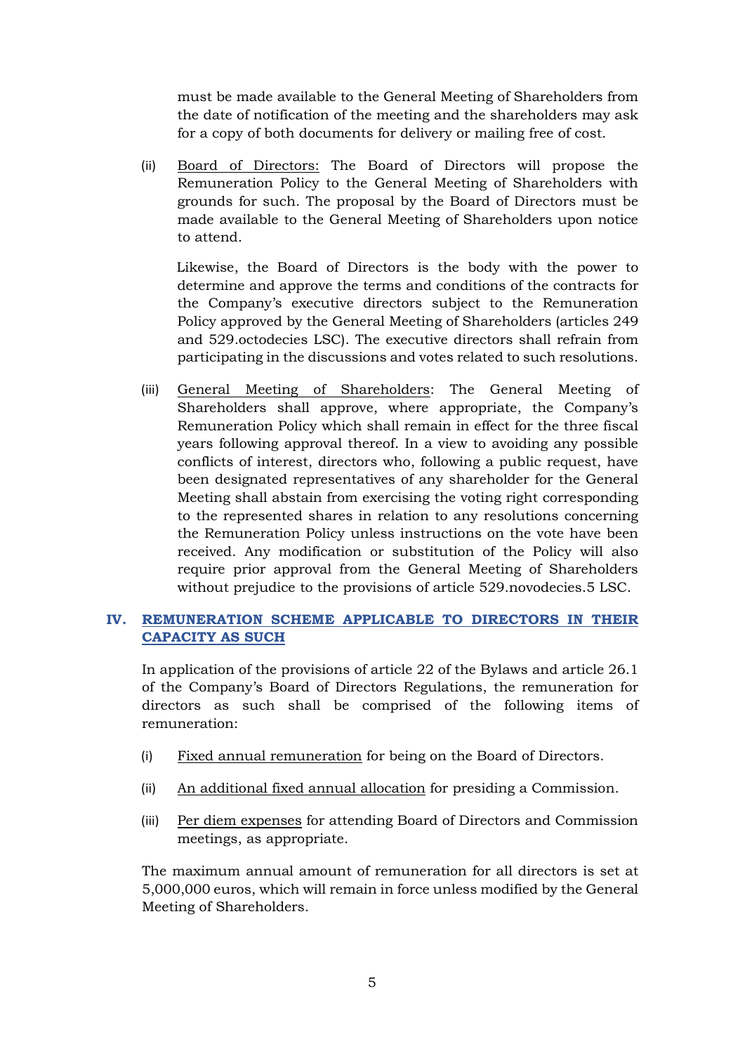must be made available to the General Meeting of Shareholders from the date of notification of the meeting and the shareholders may ask for a copy of both documents for delivery or mailing free of cost.

(ii) Board of Directors: The Board of Directors will propose the Remuneration Policy to the General Meeting of Shareholders with grounds for such. The proposal by the Board of Directors must be made available to the General Meeting of Shareholders upon notice to attend.

Likewise, the Board of Directors is the body with the power to determine and approve the terms and conditions of the contracts for the Company's executive directors subject to the Remuneration Policy approved by the General Meeting of Shareholders (articles 249 and 529.octodecies LSC). The executive directors shall refrain from participating in the discussions and votes related to such resolutions.

(iii) General Meeting of Shareholders: The General Meeting of Shareholders shall approve, where appropriate, the Company's Remuneration Policy which shall remain in effect for the three fiscal years following approval thereof. In a view to avoiding any possible conflicts of interest, directors who, following a public request, have been designated representatives of any shareholder for the General Meeting shall abstain from exercising the voting right corresponding to the represented shares in relation to any resolutions concerning the Remuneration Policy unless instructions on the vote have been received. Any modification or substitution of the Policy will also require prior approval from the General Meeting of Shareholders without prejudice to the provisions of article 529.novodecies.5 LSC.

## IV. REMUNERATION SCHEME APPLICABLE TO DIRECTORS IN THEIR CAPACITY AS SUCH

In application of the provisions of article 22 of the Bylaws and article 26.1 of the Company's Board of Directors Regulations, the remuneration for directors as such shall be comprised of the following items of remuneration:

(i) Fixed annual remuneration for being on the Board of Directors.

(ii) An additional fixed annual allocation for presiding a Commission.

(iii) Per diem expenses for attending Board of Directors and Commission meetings, as appropriate.

The maximum annual amount of remuneration for all directors is set at 5,000,000 euros, which will remain in force unless modified by the General Meeting of Shareholders.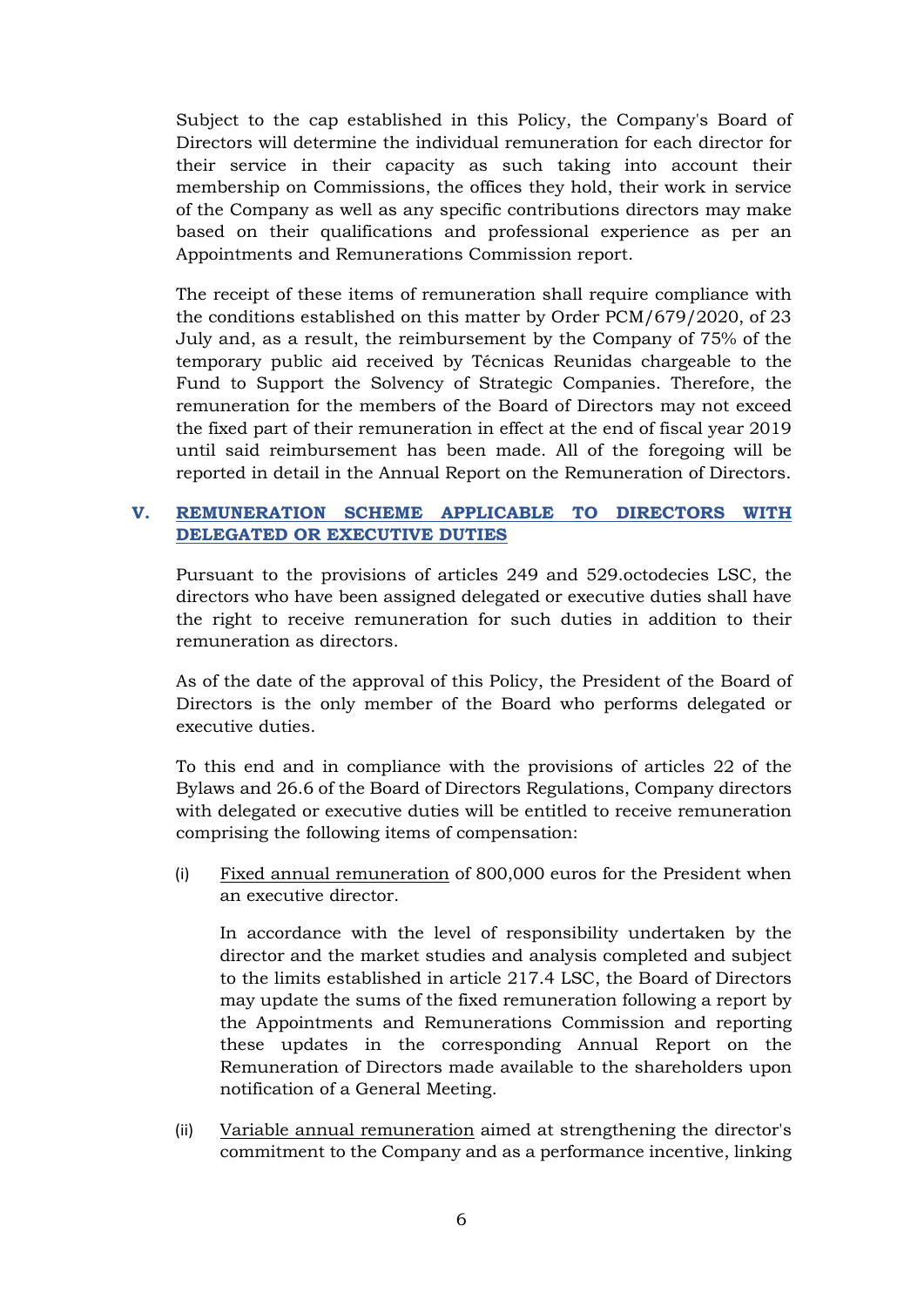Subject to the cap established in this Policy, the Company's Board of Directors will determine the individual remuneration for each director for their service in their capacity as such taking into account their membership on Commissions, the offices they hold, their work in service of the Company as well as any specific contributions directors may make based on their qualifications and professional experience as per an Appointments and Remunerations Commission report.

The receipt of these items of remuneration shall require compliance with the conditions established on this matter by Order PCM/679/2020, of 23 July and, as a result, the reimbursement by the Company of 75% of the temporary public aid received by Técnicas Reunidas chargeable to the Fund to Support the Solvency of Strategic Companies. Therefore, the remuneration for the members of the Board of Directors may not exceed the fixed part of their remuneration in effect at the end of fiscal year 2019 until said reimbursement has been made. All of the foregoing will be reported in detail in the Annual Report on the Remuneration of Directors.

## V. REMUNERATION SCHEME APPLICABLE TO DIRECTORS WITH DELEGATED OR EXECUTIVE DUTIES

Pursuant to the provisions of articles 249 and 529.octodecies LSC, the directors who have been assigned delegated or executive duties shall have the right to receive remuneration for such duties in addition to their remuneration as directors.

As of the date of the approval of this Policy, the President of the Board of Directors is the only member of the Board who performs delegated or executive duties.

To this end and in compliance with the provisions of articles 22 of the Bylaws and 26.6 of the Board of Directors Regulations, Company directors with delegated or executive duties will be entitled to receive remuneration comprising the following items of compensation:

(i) Fixed annual remuneration of 800,000 euros for the President when an executive director.

In accordance with the level of responsibility undertaken by the director and the market studies and analysis completed and subject to the limits established in article 217.4 LSC, the Board of Directors may update the sums of the fixed remuneration following a report by the Appointments and Remunerations Commission and reporting these updates in the corresponding Annual Report on the Remuneration of Directors made available to the shareholders upon notification of a General Meeting.

(ii) Variable annual remuneration aimed at strengthening the director's commitment to the Company and as a performance incentive, linking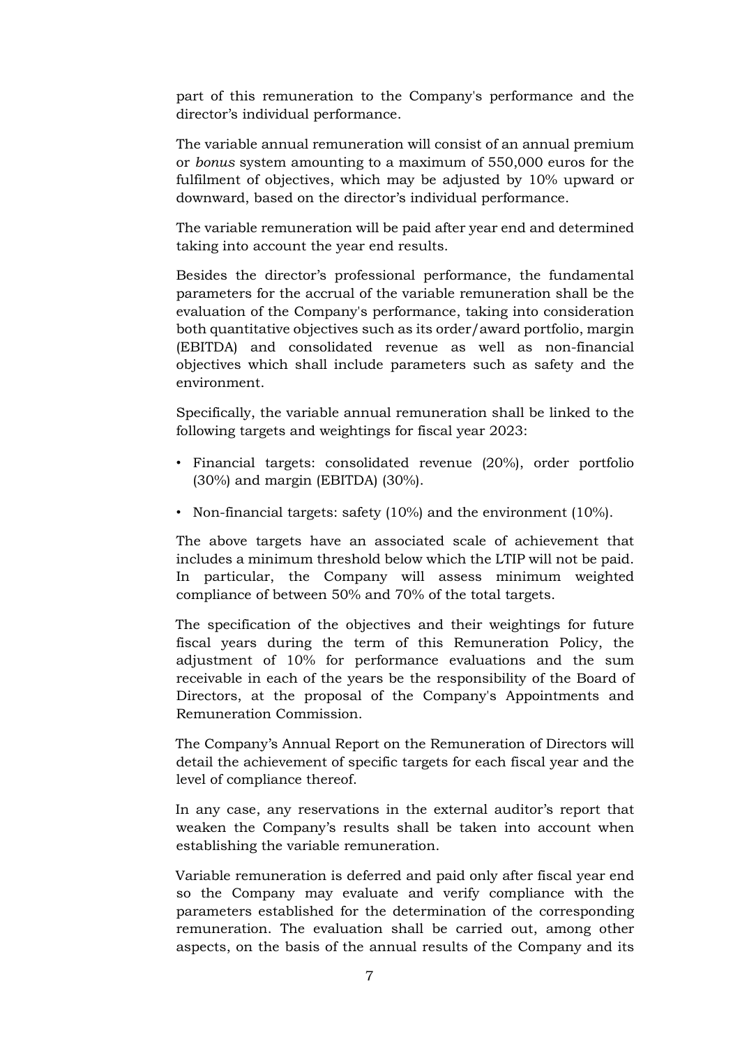part of this remuneration to the Company's performance and the director's individual performance.

The variable annual remuneration will consist of an annual premium or *bonus* system amounting to a maximum of 550,000 euros for the fulfilment of objectives, which may be adjusted by 10% upward or downward, based on the director's individual performance.

The variable remuneration will be paid after year end and determined taking into account the year end results.

Besides the director's professional performance, the fundamental parameters for the accrual of the variable remuneration shall be the evaluation of the Company's performance, taking into consideration both quantitative objectives such as its order/award portfolio, margin (EBITDA) and consolidated revenue as well as non-financial objectives which shall include parameters such as safety and the environment.

Specifically, the variable annual remuneration shall be linked to the following targets and weightings for fiscal year 2023:

- Financial targets: consolidated revenue (20%), order portfolio (30%) and margin (EBITDA) (30%).
- Non-financial targets: safety (10%) and the environment (10%).

The above targets have an associated scale of achievement that includes a minimum threshold below which the LTIP will not be paid. In particular, the Company will assess minimum weighted compliance of between 50% and 70% of the total targets.

The specification of the objectives and their weightings for future fiscal years during the term of this Remuneration Policy, the adjustment of 10% for performance evaluations and the sum receivable in each of the years be the responsibility of the Board of Directors, at the proposal of the Company's Appointments and Remuneration Commission.

The Company's Annual Report on the Remuneration of Directors will detail the achievement of specific targets for each fiscal year and the level of compliance thereof.

In any case, any reservations in the external auditor's report that weaken the Company's results shall be taken into account when establishing the variable remuneration.

Variable remuneration is deferred and paid only after fiscal year end so the Company may evaluate and verify compliance with the parameters established for the determination of the corresponding remuneration. The evaluation shall be carried out, among other aspects, on the basis of the annual results of the Company and its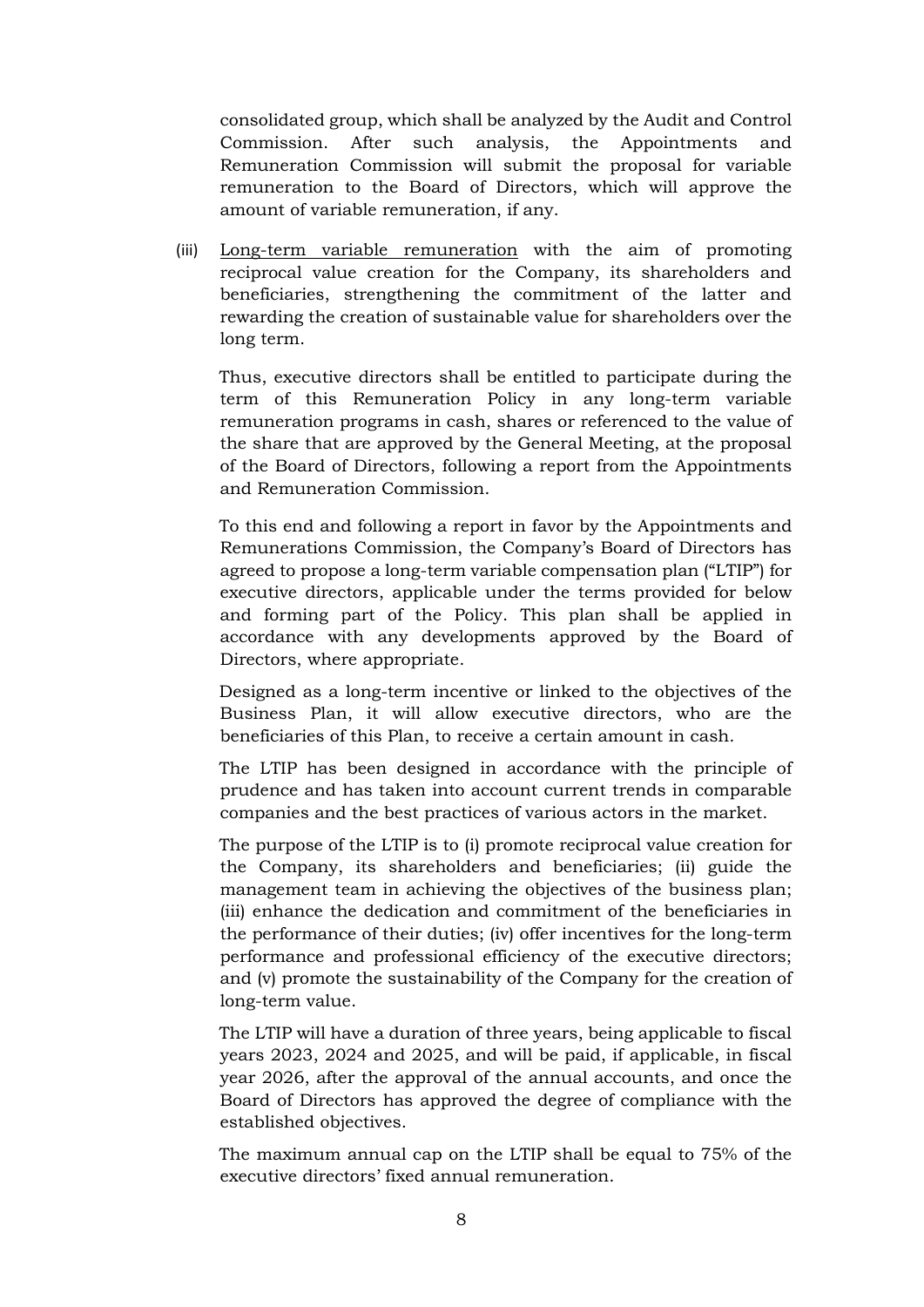consolidated group, which shall be analyzed by the Audit and Control Commission. After such analysis, the Appointments and Remuneration Commission will submit the proposal for variable remuneration to the Board of Directors, which will approve the amount of variable remuneration, if any.

(iii) Long-term variable remuneration with the aim of promoting reciprocal value creation for the Company, its shareholders and beneficiaries, strengthening the commitment of the latter and rewarding the creation of sustainable value for shareholders over the long term.

Thus, executive directors shall be entitled to participate during the term of this Remuneration Policy in any long-term variable remuneration programs in cash, shares or referenced to the value of the share that are approved by the General Meeting, at the proposal of the Board of Directors, following a report from the Appointments and Remuneration Commission.

To this end and following a report in favor by the Appointments and Remunerations Commission, the Company's Board of Directors has agreed to propose a long-term variable compensation plan ("LTIP") for executive directors, applicable under the terms provided for below and forming part of the Policy. This plan shall be applied in accordance with any developments approved by the Board of Directors, where appropriate.

Designed as a long-term incentive or linked to the objectives of the Business Plan, it will allow executive directors, who are the beneficiaries of this Plan, to receive a certain amount in cash.

The LTIP has been designed in accordance with the principle of prudence and has taken into account current trends in comparable companies and the best practices of various actors in the market.

The purpose of the LTIP is to (i) promote reciprocal value creation for the Company, its shareholders and beneficiaries; (ii) guide the management team in achieving the objectives of the business plan; (iii) enhance the dedication and commitment of the beneficiaries in the performance of their duties; (iv) offer incentives for the long-term performance and professional efficiency of the executive directors; and (v) promote the sustainability of the Company for the creation of long-term value.

The LTIP will have a duration of three years, being applicable to fiscal years 2023, 2024 and 2025, and will be paid, if applicable, in fiscal year 2026, after the approval of the annual accounts, and once the Board of Directors has approved the degree of compliance with the established objectives.

The maximum annual cap on the LTIP shall be equal to 75% of the executive directors' fixed annual remuneration.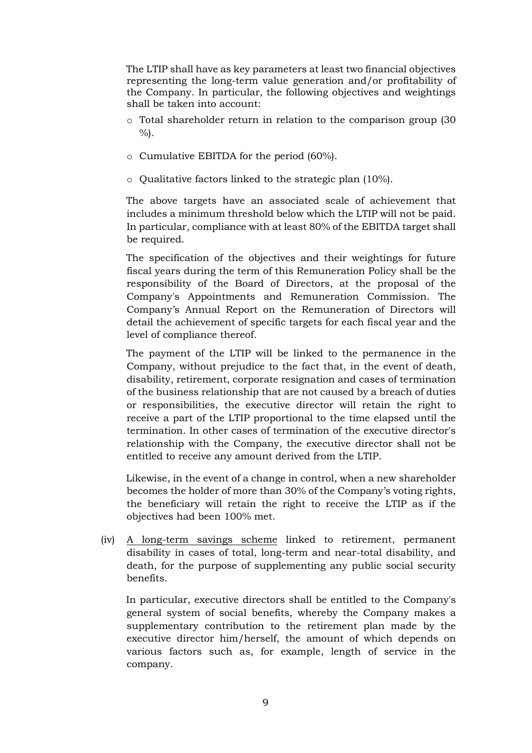The LTIP shall have as key parameters at least two financial objectives representing the long-term value generation and/or profitability of the Company. In particular, the following objectives and weightings shall be taken into account:

- Total shareholder return in relation to the comparison group (30 %).
- Cumulative EBITDA for the period (60%).
- Qualitative factors linked to the strategic plan (10%).

The above targets have an associated scale of achievement that includes a minimum threshold below which the LTIP will not be paid. In particular, compliance with at least 80% of the EBITDA target shall be required.

The specification of the objectives and their weightings for future fiscal years during the term of this Remuneration Policy shall be the responsibility of the Board of Directors, at the proposal of the Company's Appointments and Remuneration Commission. The Company's Annual Report on the Remuneration of Directors will detail the achievement of specific targets for each fiscal year and the level of compliance thereof.

The payment of the LTIP will be linked to the permanence in the Company, without prejudice to the fact that, in the event of death, disability, retirement, corporate resignation and cases of termination of the business relationship that are not caused by a breach of duties or responsibilities, the executive director will retain the right to receive a part of the LTIP proportional to the time elapsed until the termination. In other cases of termination of the executive director's relationship with the Company, the executive director shall not be entitled to receive any amount derived from the LTIP.

Likewise, in the event of a change in control, when a new shareholder becomes the holder of more than 30% of the Company's voting rights, the beneficiary will retain the right to receive the LTIP as if the objectives had been 100% met.

(iv) A long-term savings scheme linked to retirement, permanent disability in cases of total, long-term and near-total disability, and death, for the purpose of supplementing any public social security benefits.

In particular, executive directors shall be entitled to the Company's general system of social benefits, whereby the Company makes a supplementary contribution to the retirement plan made by the executive director him/herself, the amount of which depends on various factors such as, for example, length of service in the company.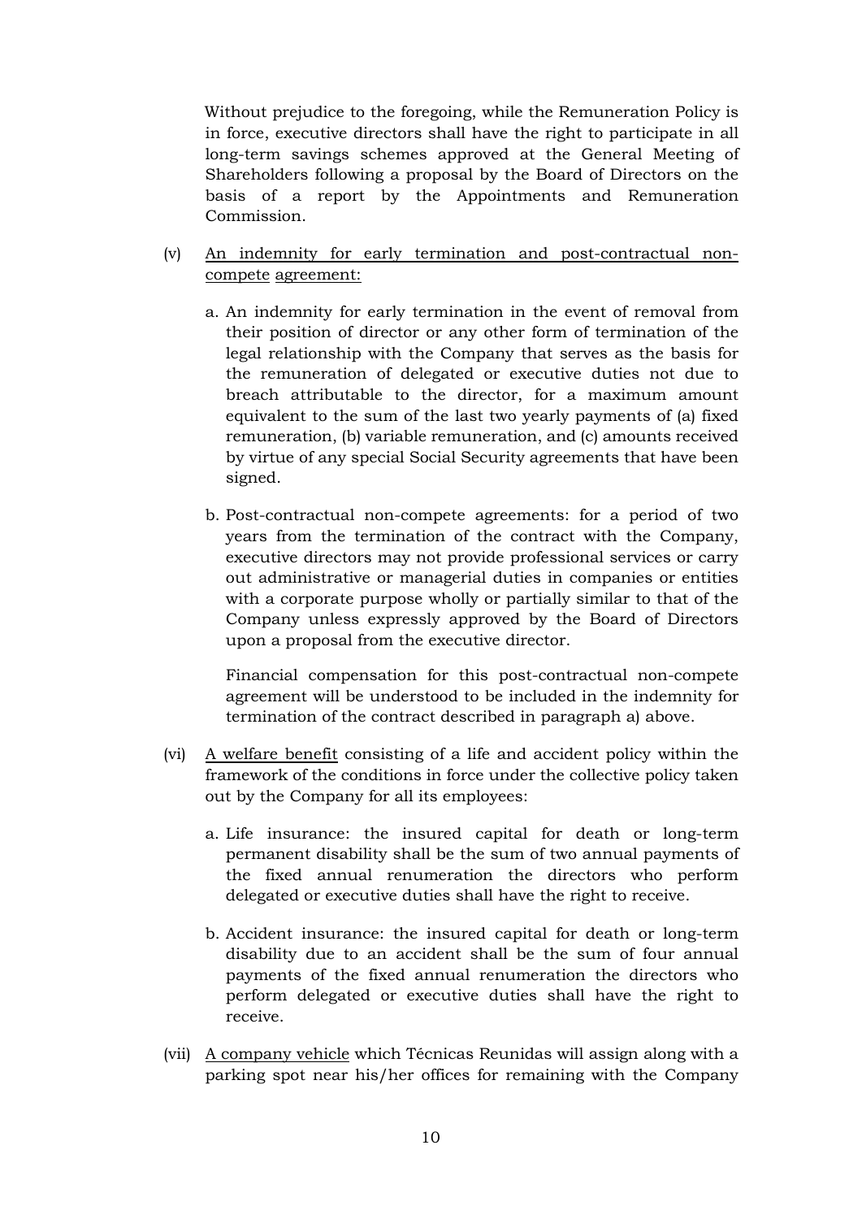Without prejudice to the foregoing, while the Remuneration Policy is in force, executive directors shall have the right to participate in all long-term savings schemes approved at the General Meeting of Shareholders following a proposal by the Board of Directors on the basis of a report by the Appointments and Remuneration Commission.

(v) <u>An indemnity for early termination and post-contractual non-compete agreement:</u>

a. An indemnity for early termination in the event of removal from their position of director or any other form of termination of the legal relationship with the Company that serves as the basis for the remuneration of delegated or executive duties not due to breach attributable to the director, for a maximum amount equivalent to the sum of the last two yearly payments of (a) fixed remuneration, (b) variable remuneration, and (c) amounts received by virtue of any special Social Security agreements that have been signed.

b. Post-contractual non-compete agreements: for a period of two years from the termination of the contract with the Company, executive directors may not provide professional services or carry out administrative or managerial duties in companies or entities with a corporate purpose wholly or partially similar to that of the Company unless expressly approved by the Board of Directors upon a proposal from the executive director.

Financial compensation for this post-contractual non-compete agreement will be understood to be included in the indemnity for termination of the contract described in paragraph a) above.

(vi) <u>A welfare benefit</u> consisting of a life and accident policy within the framework of the conditions in force under the collective policy taken out by the Company for all its employees:

a. Life insurance: the insured capital for death or long-term permanent disability shall be the sum of two annual payments of the fixed annual renumeration the directors who perform delegated or executive duties shall have the right to receive.

b. Accident insurance: the insured capital for death or long-term disability due to an accident shall be the sum of four annual payments of the fixed annual renumeration the directors who perform delegated or executive duties shall have the right to receive.

(vii) <u>A company vehicle</u> which Técnicas Reunidas will assign along with a parking spot near his/her offices for remaining with the Company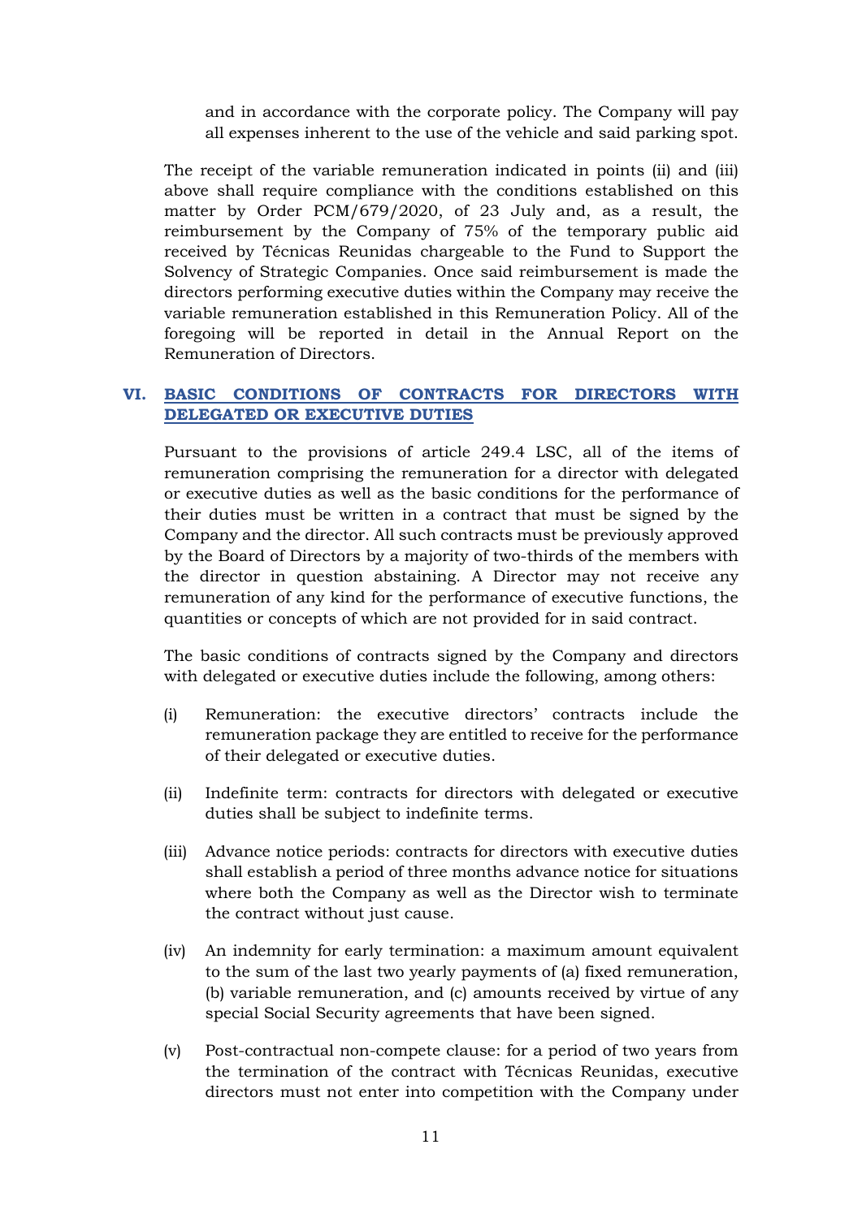and in accordance with the corporate policy. The Company will pay all expenses inherent to the use of the vehicle and said parking spot.

The receipt of the variable remuneration indicated in points (ii) and (iii) above shall require compliance with the conditions established on this matter by Order PCM/679/2020, of 23 July and, as a result, the reimbursement by the Company of 75% of the temporary public aid received by Técnicas Reunidas chargeable to the Fund to Support the Solvency of Strategic Companies. Once said reimbursement is made the directors performing executive duties within the Company may receive the variable remuneration established in this Remuneration Policy. All of the foregoing will be reported in detail in the Annual Report on the Remuneration of Directors.

## VI. BASIC CONDITIONS OF CONTRACTS FOR DIRECTORS WITH DELEGATED OR EXECUTIVE DUTIES

Pursuant to the provisions of article 249.4 LSC, all of the items of remuneration comprising the remuneration for a director with delegated or executive duties as well as the basic conditions for the performance of their duties must be written in a contract that must be signed by the Company and the director. All such contracts must be previously approved by the Board of Directors by a majority of two-thirds of the members with the director in question abstaining. A Director may not receive any remuneration of any kind for the performance of executive functions, the quantities or concepts of which are not provided for in said contract.

The basic conditions of contracts signed by the Company and directors with delegated or executive duties include the following, among others:

(i) Remuneration: the executive directors' contracts include the remuneration package they are entitled to receive for the performance of their delegated or executive duties.

(ii) Indefinite term: contracts for directors with delegated or executive duties shall be subject to indefinite terms.

(iii) Advance notice periods: contracts for directors with executive duties shall establish a period of three months advance notice for situations where both the Company as well as the Director wish to terminate the contract without just cause.

(iv) An indemnity for early termination: a maximum amount equivalent to the sum of the last two yearly payments of (a) fixed remuneration, (b) variable remuneration, and (c) amounts received by virtue of any special Social Security agreements that have been signed.

(v) Post-contractual non-compete clause: for a period of two years from the termination of the contract with Técnicas Reunidas, executive directors must not enter into competition with the Company under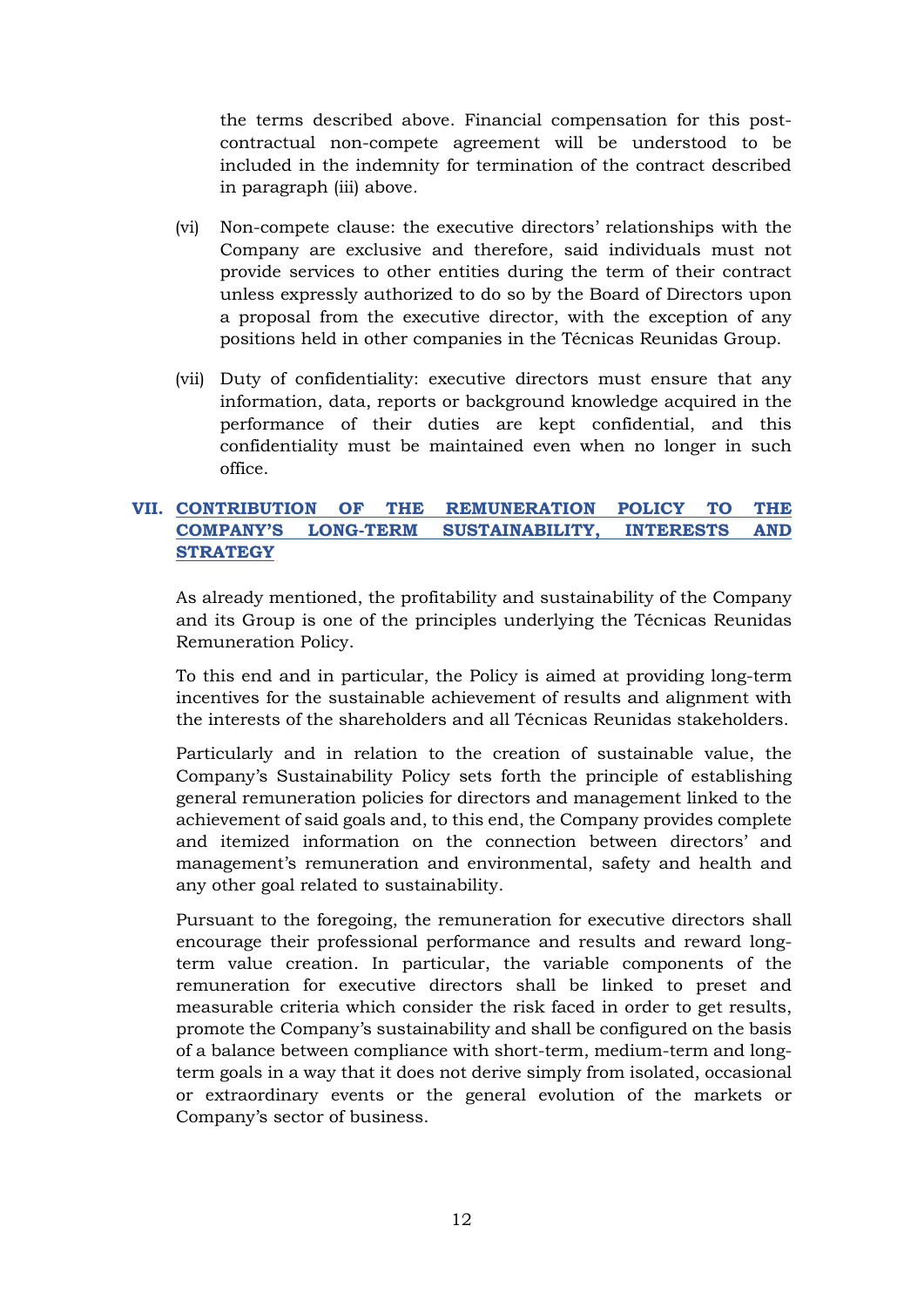the terms described above. Financial compensation for this post-contractual non-compete agreement will be understood to be included in the indemnity for termination of the contract described in paragraph (iii) above.

(vi) Non-compete clause: the executive directors' relationships with the Company are exclusive and therefore, said individuals must not provide services to other entities during the term of their contract unless expressly authorized to do so by the Board of Directors upon a proposal from the executive director, with the exception of any positions held in other companies in the Técnicas Reunidas Group.

(vii) Duty of confidentiality: executive directors must ensure that any information, data, reports or background knowledge acquired in the performance of their duties are kept confidential, and this confidentiality must be maintained even when no longer in such office.

## VII. CONTRIBUTION OF THE REMUNERATION POLICY TO THE COMPANY'S LONG-TERM SUSTAINABILITY, INTERESTS AND STRATEGY

As already mentioned, the profitability and sustainability of the Company and its Group is one of the principles underlying the Técnicas Reunidas Remuneration Policy.

To this end and in particular, the Policy is aimed at providing long-term incentives for the sustainable achievement of results and alignment with the interests of the shareholders and all Técnicas Reunidas stakeholders.

Particularly and in relation to the creation of sustainable value, the Company's Sustainability Policy sets forth the principle of establishing general remuneration policies for directors and management linked to the achievement of said goals and, to this end, the Company provides complete and itemized information on the connection between directors' and management's remuneration and environmental, safety and health and any other goal related to sustainability.

Pursuant to the foregoing, the remuneration for executive directors shall encourage their professional performance and results and reward long-term value creation. In particular, the variable components of the remuneration for executive directors shall be linked to preset and measurable criteria which consider the risk faced in order to get results, promote the Company's sustainability and shall be configured on the basis of a balance between compliance with short-term, medium-term and long-term goals in a way that it does not derive simply from isolated, occasional or extraordinary events or the general evolution of the markets or Company's sector of business.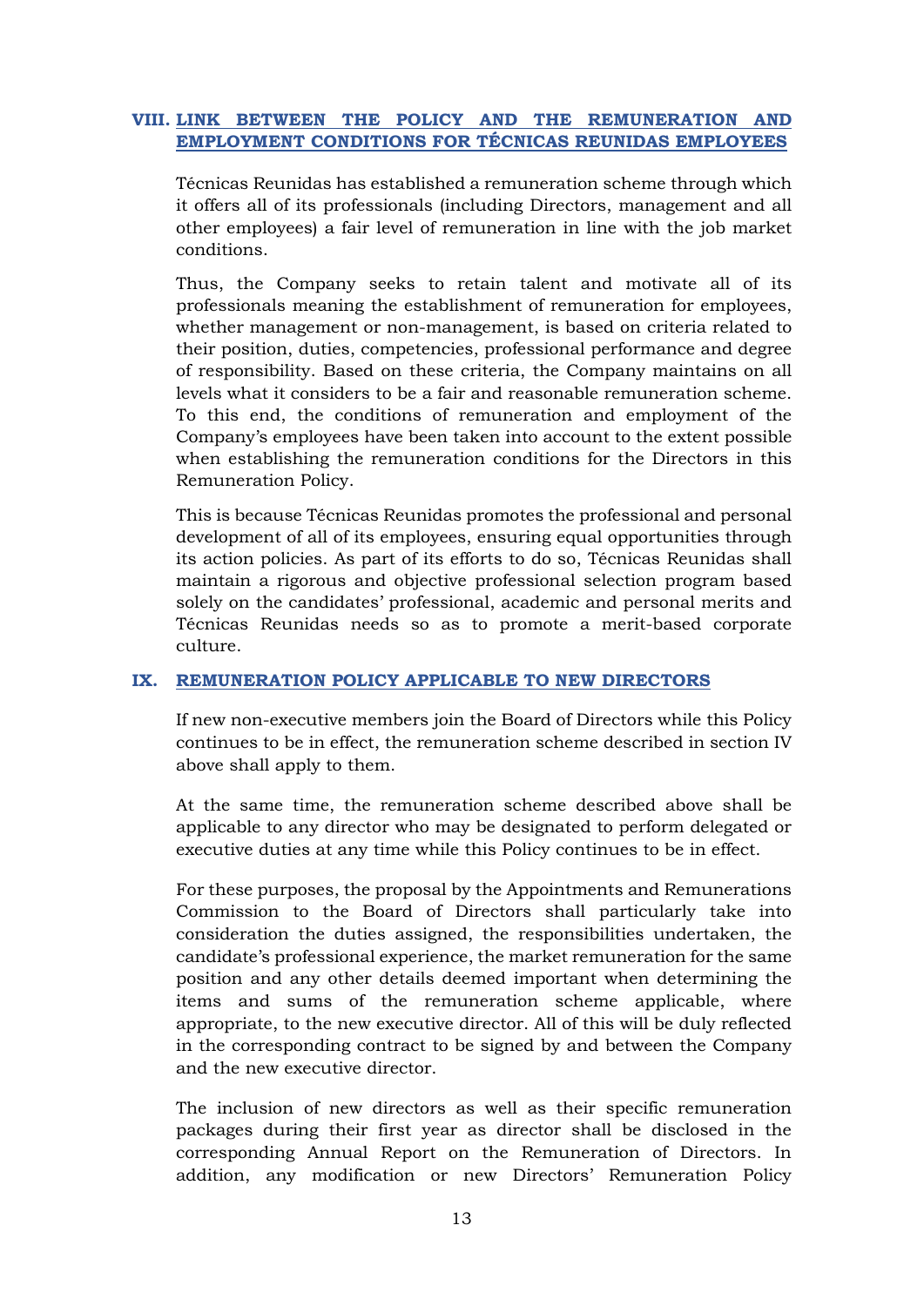## VIII. LINK BETWEEN THE POLICY AND THE REMUNERATION AND EMPLOYMENT CONDITIONS FOR TÉCNICAS REUNIDAS EMPLOYEES

Técnicas Reunidas has established a remuneration scheme through which it offers all of its professionals (including Directors, management and all other employees) a fair level of remuneration in line with the job market conditions.

Thus, the Company seeks to retain talent and motivate all of its professionals meaning the establishment of remuneration for employees, whether management or non-management, is based on criteria related to their position, duties, competencies, professional performance and degree of responsibility. Based on these criteria, the Company maintains on all levels what it considers to be a fair and reasonable remuneration scheme. To this end, the conditions of remuneration and employment of the Company's employees have been taken into account to the extent possible when establishing the remuneration conditions for the Directors in this Remuneration Policy.

This is because Técnicas Reunidas promotes the professional and personal development of all of its employees, ensuring equal opportunities through its action policies. As part of its efforts to do so, Técnicas Reunidas shall maintain a rigorous and objective professional selection program based solely on the candidates' professional, academic and personal merits and Técnicas Reunidas needs so as to promote a merit-based corporate culture.

## IX. REMUNERATION POLICY APPLICABLE TO NEW DIRECTORS

If new non-executive members join the Board of Directors while this Policy continues to be in effect, the remuneration scheme described in section IV above shall apply to them.

At the same time, the remuneration scheme described above shall be applicable to any director who may be designated to perform delegated or executive duties at any time while this Policy continues to be in effect.

For these purposes, the proposal by the Appointments and Remunerations Commission to the Board of Directors shall particularly take into consideration the duties assigned, the responsibilities undertaken, the candidate's professional experience, the market remuneration for the same position and any other details deemed important when determining the items and sums of the remuneration scheme applicable, where appropriate, to the new executive director. All of this will be duly reflected in the corresponding contract to be signed by and between the Company and the new executive director.

The inclusion of new directors as well as their specific remuneration packages during their first year as director shall be disclosed in the corresponding Annual Report on the Remuneration of Directors. In addition, any modification or new Directors' Remuneration Policy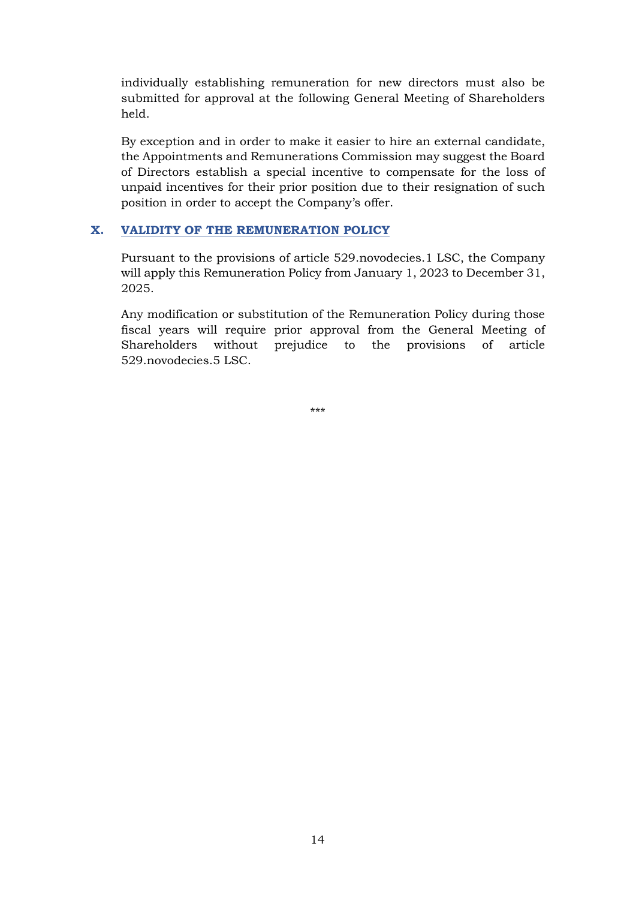individually establishing remuneration for new directors must also be submitted for approval at the following General Meeting of Shareholders held.

By exception and in order to make it easier to hire an external candidate, the Appointments and Remunerations Commission may suggest the Board of Directors establish a special incentive to compensate for the loss of unpaid incentives for their prior position due to their resignation of such position in order to accept the Company's offer.

## X. VALIDITY OF THE REMUNERATION POLICY

Pursuant to the provisions of article 529.novodecies.1 LSC, the Company will apply this Remuneration Policy from January 1, 2023 to December 31, 2025.

Any modification or substitution of the Remuneration Policy during those fiscal years will require prior approval from the General Meeting of Shareholders without prejudice to the provisions of article 529.novodecies.5 LSC.

***